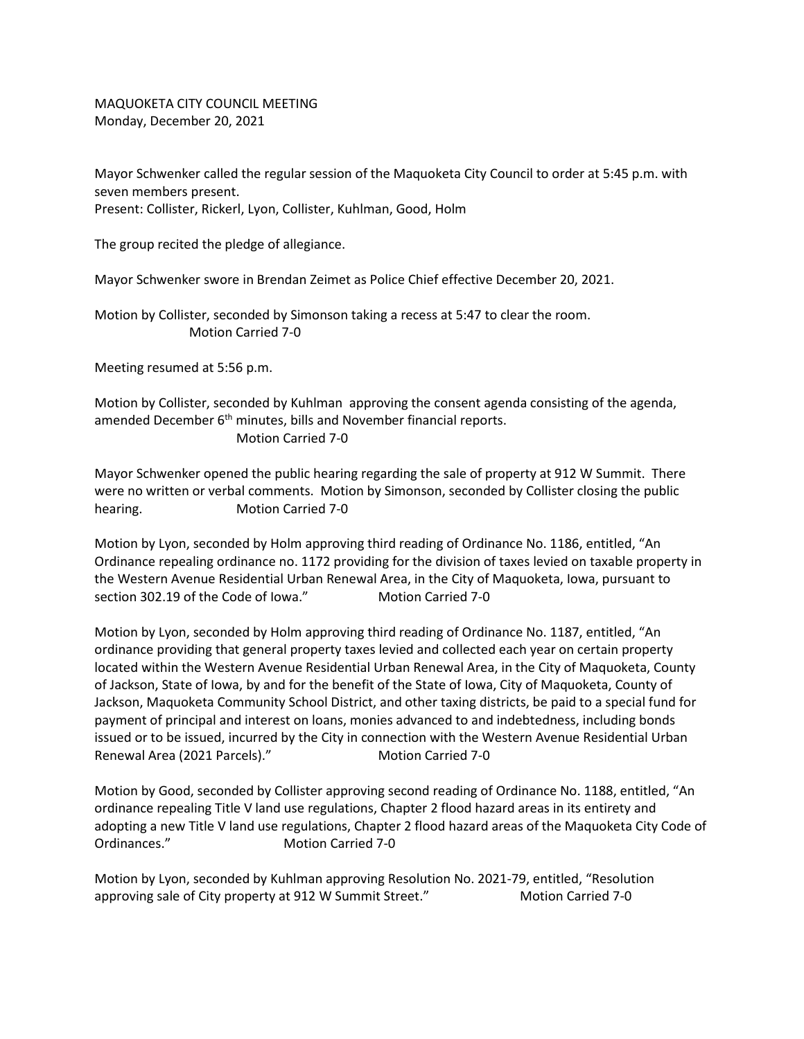MAQUOKETA CITY COUNCIL MEETING
Monday, December 20, 2021

Mayor Schwenker called the regular session of the Maquoketa City Council to order at 5:45 p.m. with seven members present.
Present: Collister, Rickerl, Lyon, Collister, Kuhlman, Good, Holm

The group recited the pledge of allegiance.

Mayor Schwenker swore in Brendan Zeimet as Police Chief effective December 20, 2021.

Motion by Collister, seconded by Simonson taking a recess at 5:47 to clear the room.
Motion Carried 7-0

Meeting resumed at 5:56 p.m.

Motion by Collister, seconded by Kuhlman approving the consent agenda consisting of the agenda, amended December 6th minutes, bills and November financial reports.
Motion Carried 7-0

Mayor Schwenker opened the public hearing regarding the sale of property at 912 W Summit. There were no written or verbal comments. Motion by Simonson, seconded by Collister closing the public hearing. Motion Carried 7-0

Motion by Lyon, seconded by Holm approving third reading of Ordinance No. 1186, entitled, "An Ordinance repealing ordinance no. 1172 providing for the division of taxes levied on taxable property in the Western Avenue Residential Urban Renewal Area, in the City of Maquoketa, Iowa, pursuant to section 302.19 of the Code of Iowa." Motion Carried 7-0

Motion by Lyon, seconded by Holm approving third reading of Ordinance No. 1187, entitled, "An ordinance providing that general property taxes levied and collected each year on certain property located within the Western Avenue Residential Urban Renewal Area, in the City of Maquoketa, County of Jackson, State of Iowa, by and for the benefit of the State of Iowa, City of Maquoketa, County of Jackson, Maquoketa Community School District, and other taxing districts, be paid to a special fund for payment of principal and interest on loans, monies advanced to and indebtedness, including bonds issued or to be issued, incurred by the City in connection with the Western Avenue Residential Urban Renewal Area (2021 Parcels)." Motion Carried 7-0

Motion by Good, seconded by Collister approving second reading of Ordinance No. 1188, entitled, "An ordinance repealing Title V land use regulations, Chapter 2 flood hazard areas in its entirety and adopting a new Title V land use regulations, Chapter 2 flood hazard areas of the Maquoketa City Code of Ordinances." Motion Carried 7-0

Motion by Lyon, seconded by Kuhlman approving Resolution No. 2021-79, entitled, "Resolution approving sale of City property at 912 W Summit Street." Motion Carried 7-0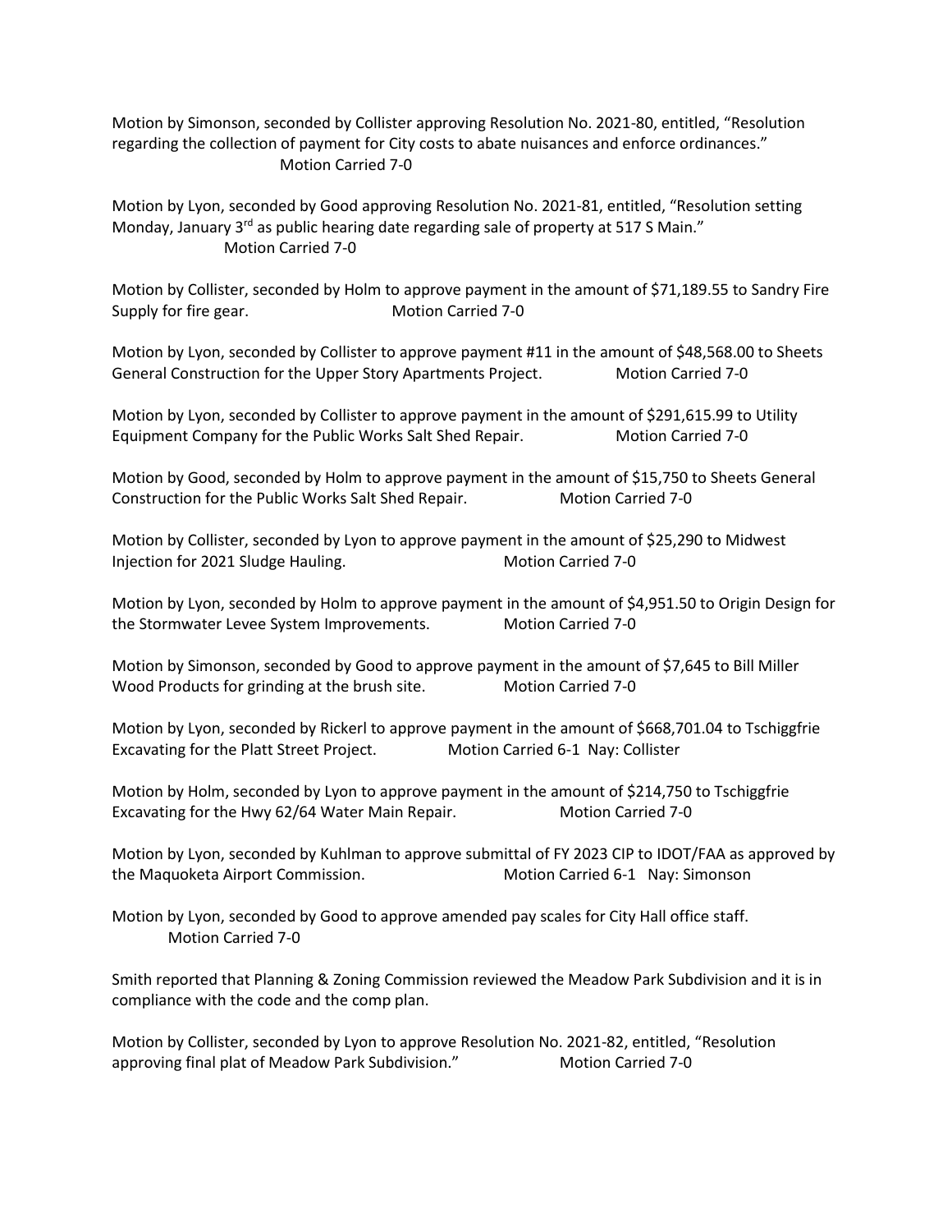Motion by Simonson, seconded by Collister approving Resolution No. 2021-80, entitled, "Resolution regarding the collection of payment for City costs to abate nuisances and enforce ordinances." Motion Carried 7-0

Motion by Lyon, seconded by Good approving Resolution No. 2021-81, entitled, "Resolution setting Monday, January 3rd as public hearing date regarding sale of property at 517 S Main." Motion Carried 7-0

Motion by Collister, seconded by Holm to approve payment in the amount of $71,189.55 to Sandry Fire Supply for fire gear. Motion Carried 7-0

Motion by Lyon, seconded by Collister to approve payment #11 in the amount of $48,568.00 to Sheets General Construction for the Upper Story Apartments Project. Motion Carried 7-0

Motion by Lyon, seconded by Collister to approve payment in the amount of $291,615.99 to Utility Equipment Company for the Public Works Salt Shed Repair. Motion Carried 7-0

Motion by Good, seconded by Holm to approve payment in the amount of $15,750 to Sheets General Construction for the Public Works Salt Shed Repair. Motion Carried 7-0

Motion by Collister, seconded by Lyon to approve payment in the amount of $25,290 to Midwest Injection for 2021 Sludge Hauling. Motion Carried 7-0

Motion by Lyon, seconded by Holm to approve payment in the amount of $4,951.50 to Origin Design for the Stormwater Levee System Improvements. Motion Carried 7-0

Motion by Simonson, seconded by Good to approve payment in the amount of $7,645 to Bill Miller Wood Products for grinding at the brush site. Motion Carried 7-0

Motion by Lyon, seconded by Rickerl to approve payment in the amount of $668,701.04 to Tschiggfrie Excavating for the Platt Street Project. Motion Carried 6-1 Nay: Collister

Motion by Holm, seconded by Lyon to approve payment in the amount of $214,750 to Tschiggfrie Excavating for the Hwy 62/64 Water Main Repair. Motion Carried 7-0

Motion by Lyon, seconded by Kuhlman to approve submittal of FY 2023 CIP to IDOT/FAA as approved by the Maquoketa Airport Commission. Motion Carried 6-1 Nay: Simonson

Motion by Lyon, seconded by Good to approve amended pay scales for City Hall office staff. Motion Carried 7-0

Smith reported that Planning & Zoning Commission reviewed the Meadow Park Subdivision and it is in compliance with the code and the comp plan.

Motion by Collister, seconded by Lyon to approve Resolution No. 2021-82, entitled, "Resolution approving final plat of Meadow Park Subdivision." Motion Carried 7-0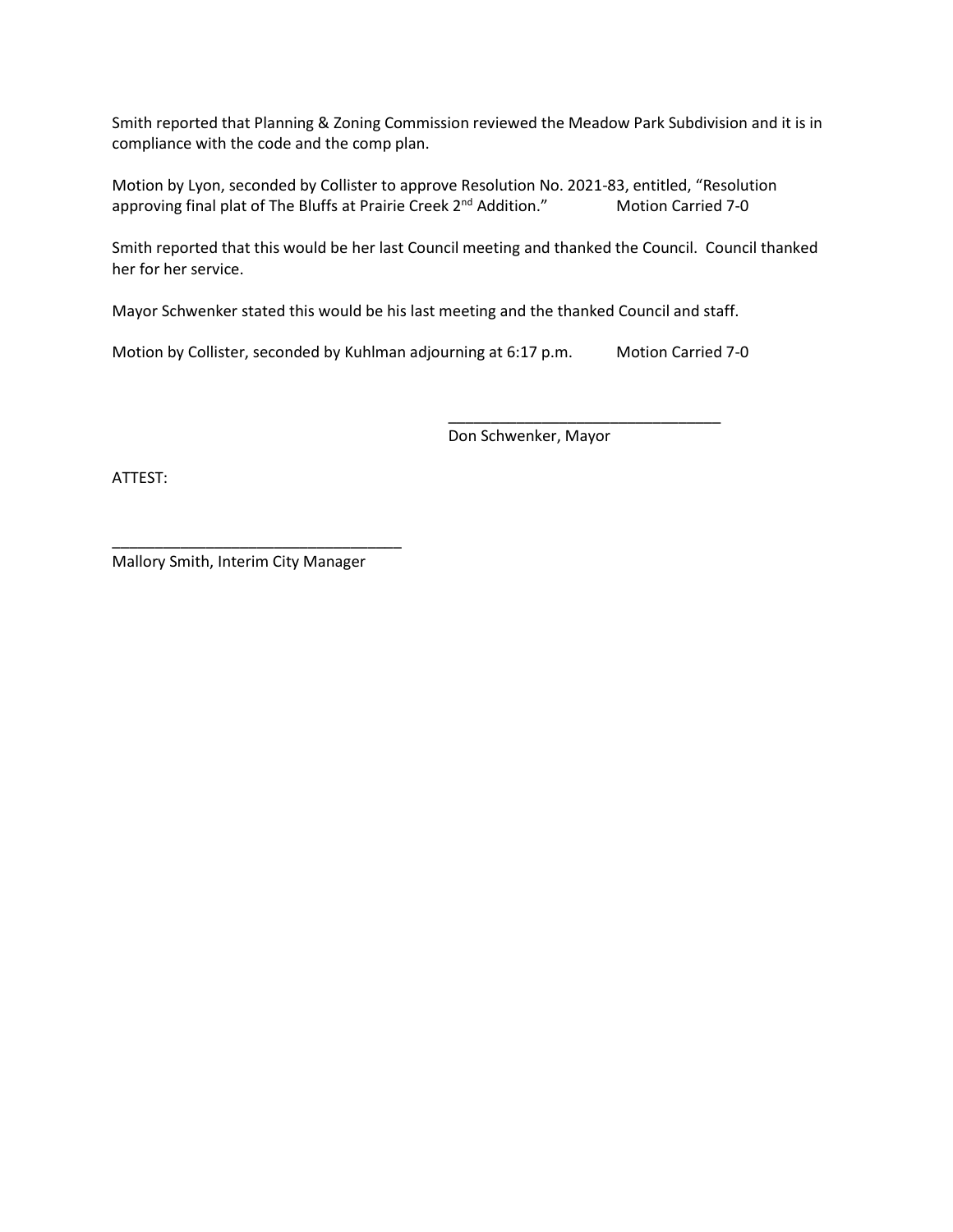Smith reported that Planning & Zoning Commission reviewed the Meadow Park Subdivision and it is in compliance with the code and the comp plan.

Motion by Lyon, seconded by Collister to approve Resolution No. 2021-83, entitled, "Resolution approving final plat of The Bluffs at Prairie Creek 2nd Addition." Motion Carried 7-0

Smith reported that this would be her last Council meeting and thanked the Council. Council thanked her for her service.

Mayor Schwenker stated this would be his last meeting and the thanked Council and staff.

Motion by Collister, seconded by Kuhlman adjourning at 6:17 p.m. Motion Carried 7-0

\_\_\_\_\_\_\_\_\_\_\_\_\_\_\_\_\_\_\_\_\_\_\_\_\_\_\_\_\_\_\_\_
Don Schwenker, Mayor

ATTEST:

\_\_\_\_\_\_\_\_\_\_\_\_\_\_\_\_\_\_\_\_\_\_\_\_\_\_\_\_\_\_\_\_
Mallory Smith, Interim City Manager